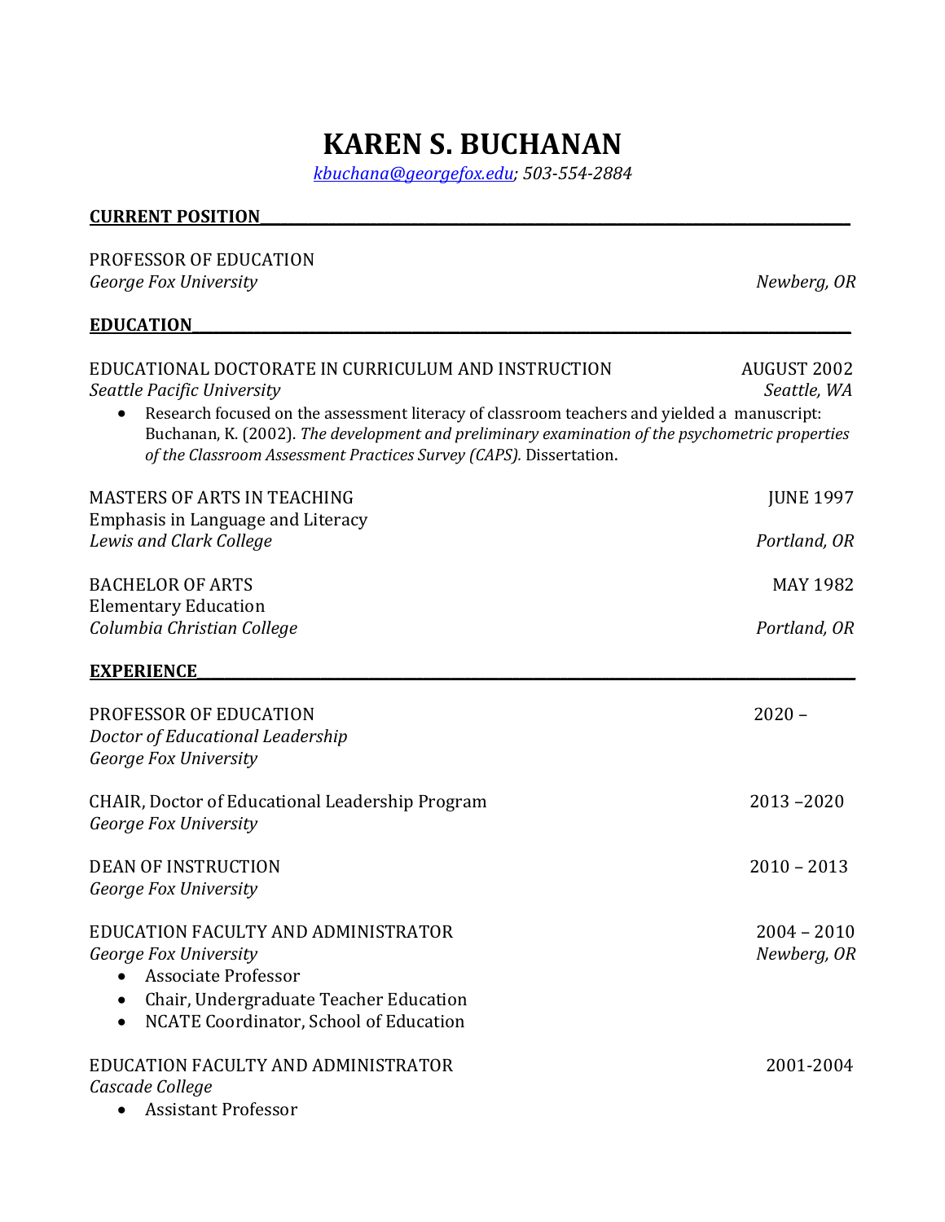# KAREN S. BUCHANAN

*kbuchana@georgefox.edu; 503-554-2884*

## CURRENT POSITION

PROFESSOR OF EDUCATION
*George Fox University* — *Newberg, OR*

## EDUCATION

EDUCATIONAL DOCTORATE IN CURRICULUM AND INSTRUCTION — AUGUST 2002
*Seattle Pacific University* — *Seattle, WA*

- Research focused on the assessment literacy of classroom teachers and yielded a manuscript: Buchanan, K. (2002). *The development and preliminary examination of the psychometric properties of the Classroom Assessment Practices Survey (CAPS).* Dissertation.

MASTERS OF ARTS IN TEACHING — JUNE 1997
Emphasis in Language and Literacy
*Lewis and Clark College* — *Portland, OR*

BACHELOR OF ARTS — MAY 1982
Elementary Education
*Columbia Christian College* — *Portland, OR*

## EXPERIENCE

PROFESSOR OF EDUCATION — 2020 –
*Doctor of Educational Leadership*
*George Fox University*

CHAIR, Doctor of Educational Leadership Program — 2013 –2020
*George Fox University*

DEAN OF INSTRUCTION — 2010 – 2013
*George Fox University*

EDUCATION FACULTY AND ADMINISTRATOR — 2004 – 2010
*George Fox University* — *Newberg, OR*

- Associate Professor
- Chair, Undergraduate Teacher Education
- NCATE Coordinator, School of Education

EDUCATION FACULTY AND ADMINISTRATOR — 2001-2004
*Cascade College*

- Assistant Professor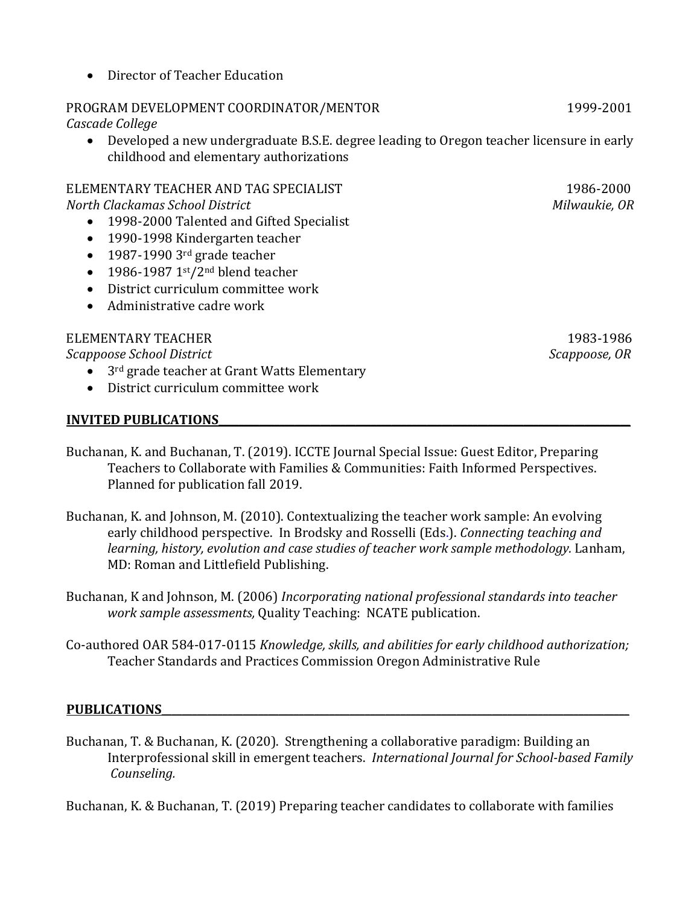- Director of Teacher Education

PROGRAM DEVELOPMENT COORDINATOR/MENTOR 1999-2001
*Cascade College*

- Developed a new undergraduate B.S.E. degree leading to Oregon teacher licensure in early childhood and elementary authorizations

ELEMENTARY TEACHER AND TAG SPECIALIST 1986-2000
*North Clackamas School District* *Milwaukie, OR*

- 1998-2000 Talented and Gifted Specialist
- 1990-1998 Kindergarten teacher
- 1987-1990 3rd grade teacher
- 1986-1987 1st/2nd blend teacher
- District curriculum committee work
- Administrative cadre work

ELEMENTARY TEACHER 1983-1986
*Scappoose School District* *Scappoose, OR*

- 3rd grade teacher at Grant Watts Elementary
- District curriculum committee work

## INVITED PUBLICATIONS

Buchanan, K. and Buchanan, T. (2019). ICCTE Journal Special Issue: Guest Editor, Preparing Teachers to Collaborate with Families & Communities: Faith Informed Perspectives. Planned for publication fall 2019.

Buchanan, K. and Johnson, M. (2010). Contextualizing the teacher work sample: An evolving early childhood perspective. In Brodsky and Rosselli (Eds.). *Connecting teaching and learning, history, evolution and case studies of teacher work sample methodology.* Lanham, MD: Roman and Littlefield Publishing.

Buchanan, K and Johnson, M. (2006) *Incorporating national professional standards into teacher work sample assessments,* Quality Teaching: NCATE publication.

Co-authored OAR 584-017-0115 *Knowledge, skills, and abilities for early childhood authorization;* Teacher Standards and Practices Commission Oregon Administrative Rule

## PUBLICATIONS

Buchanan, T. & Buchanan, K. (2020). Strengthening a collaborative paradigm: Building an Interprofessional skill in emergent teachers. *International Journal for School-based Family Counseling.*

Buchanan, K. & Buchanan, T. (2019) Preparing teacher candidates to collaborate with families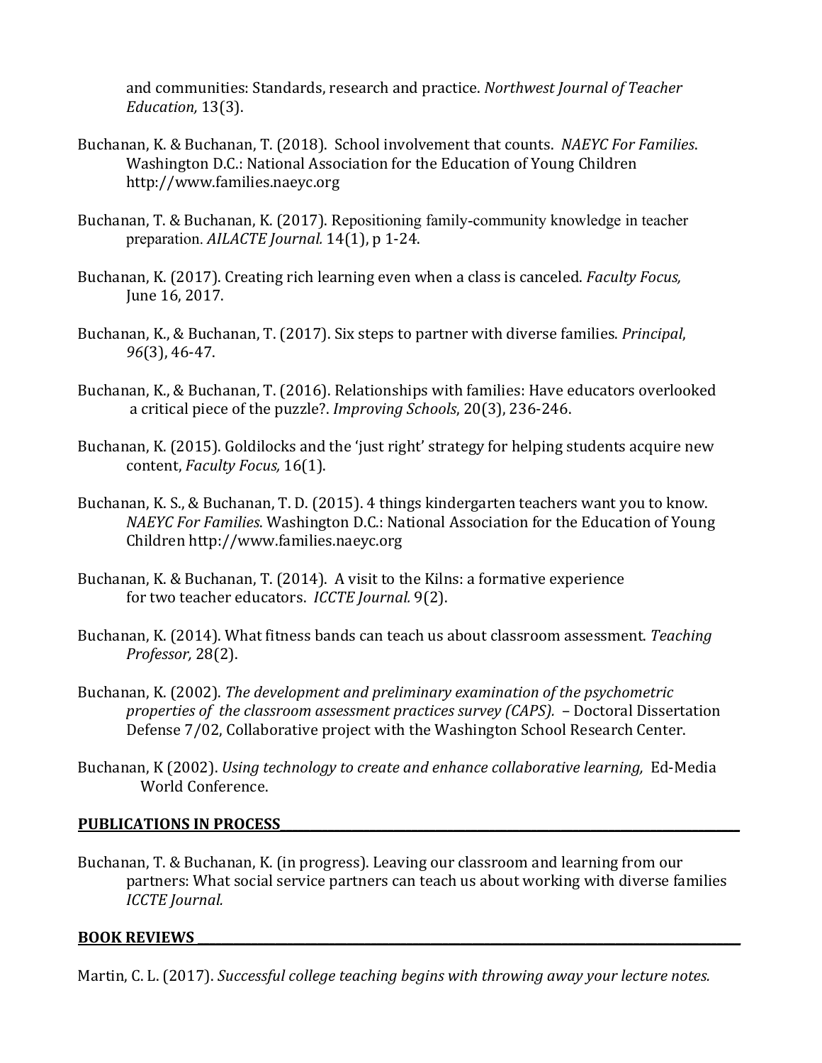and communities: Standards, research and practice. *Northwest Journal of Teacher Education,* 13(3).

Buchanan, K. & Buchanan, T. (2018). School involvement that counts. *NAEYC For Families*. Washington D.C.: National Association for the Education of Young Children http://www.families.naeyc.org

Buchanan, T. & Buchanan, K. (2017). Repositioning family-community knowledge in teacher preparation. *AILACTE Journal.* 14(1), p 1-24.

Buchanan, K. (2017). Creating rich learning even when a class is canceled. *Faculty Focus,* June 16, 2017.

Buchanan, K., & Buchanan, T. (2017). Six steps to partner with diverse families. *Principal*, *96*(3), 46-47.

Buchanan, K., & Buchanan, T. (2016). Relationships with families: Have educators overlooked a critical piece of the puzzle?. *Improving Schools*, 20(3), 236-246.

Buchanan, K. (2015). Goldilocks and the 'just right' strategy for helping students acquire new content, *Faculty Focus,* 16(1).

Buchanan, K. S., & Buchanan, T. D. (2015). 4 things kindergarten teachers want you to know. *NAEYC For Families*. Washington D.C.: National Association for the Education of Young Children http://www.families.naeyc.org

Buchanan, K. & Buchanan, T. (2014). A visit to the Kilns: a formative experience for two teacher educators. *ICCTE Journal.* 9(2).

Buchanan, K. (2014). What fitness bands can teach us about classroom assessment. *Teaching Professor,* 28(2).

Buchanan, K. (2002). *The development and preliminary examination of the psychometric properties of the classroom assessment practices survey (CAPS).* – Doctoral Dissertation Defense 7/02, Collaborative project with the Washington School Research Center.

Buchanan, K (2002). *Using technology to create and enhance collaborative learning,* Ed-Media World Conference.

**PUBLICATIONS IN PROCESS**

Buchanan, T. & Buchanan, K. (in progress). Leaving our classroom and learning from our partners: What social service partners can teach us about working with diverse families *ICCTE Journal.*

**BOOK REVIEWS**

Martin, C. L. (2017). *Successful college teaching begins with throwing away your lecture notes.*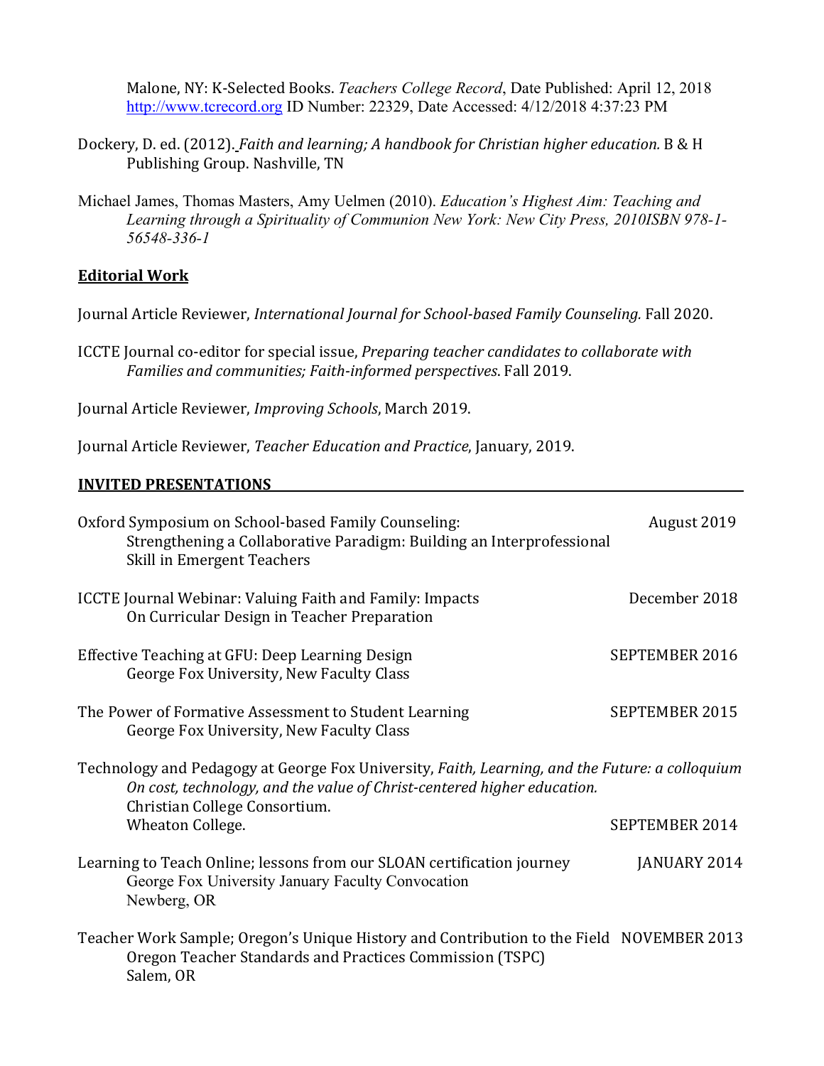Malone, NY: K-Selected Books. *Teachers College Record*, Date Published: April 12, 2018 http://www.tcrecord.org ID Number: 22329, Date Accessed: 4/12/2018 4:37:23 PM

Dockery, D. ed. (2012). *Faith and learning; A handbook for Christian higher education.* B & H Publishing Group. Nashville, TN

Michael James, Thomas Masters, Amy Uelmen (2010). *Education's Highest Aim: Teaching and Learning through a Spirituality of Communion New York: New City Press, 2010ISBN 978-1-56548-336-1*

**Editorial Work**

Journal Article Reviewer, *International Journal for School-based Family Counseling.* Fall 2020.

ICCTE Journal co-editor for special issue, *Preparing teacher candidates to collaborate with Families and communities; Faith-informed perspectives*. Fall 2019.

Journal Article Reviewer, *Improving Schools*, March 2019.

Journal Article Reviewer, *Teacher Education and Practice*, January, 2019.

## INVITED PRESENTATIONS

Oxford Symposium on School-based Family Counseling: Strengthening a Collaborative Paradigm: Building an Interprofessional Skill in Emergent Teachers — August 2019

ICCTE Journal Webinar: Valuing Faith and Family: Impacts On Curricular Design in Teacher Preparation — December 2018

Effective Teaching at GFU: Deep Learning Design — SEPTEMBER 2016
George Fox University, New Faculty Class

The Power of Formative Assessment to Student Learning — SEPTEMBER 2015
George Fox University, New Faculty Class

Technology and Pedagogy at George Fox University, *Faith, Learning, and the Future: a colloquium On cost, technology, and the value of Christ-centered higher education.*
Christian College Consortium.
Wheaton College. — SEPTEMBER 2014

Learning to Teach Online; lessons from our SLOAN certification journey — JANUARY 2014
George Fox University January Faculty Convocation
Newberg, OR

Teacher Work Sample; Oregon's Unique History and Contribution to the Field — NOVEMBER 2013
Oregon Teacher Standards and Practices Commission (TSPC)
Salem, OR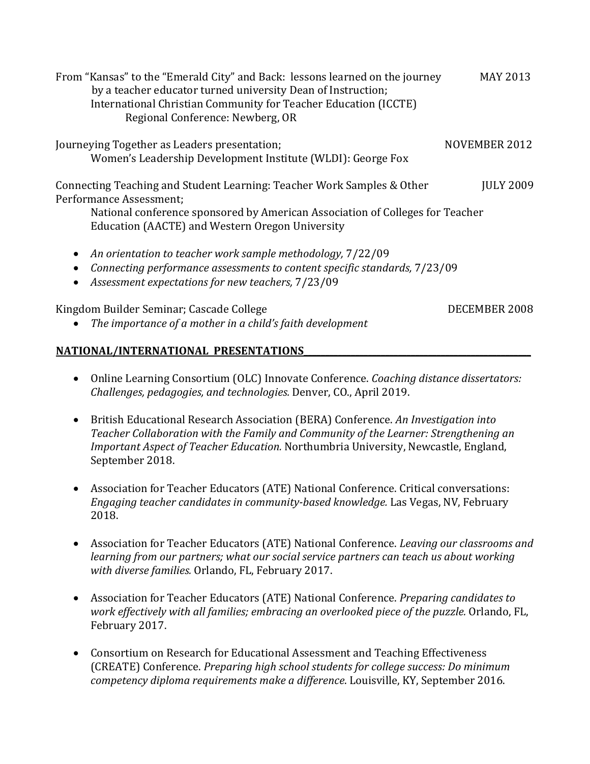From "Kansas" to the "Emerald City" and Back: lessons learned on the journey by a teacher educator turned university Dean of Instruction; MAY 2013
International Christian Community for Teacher Education (ICCTE)
Regional Conference: Newberg, OR

Journeying Together as Leaders presentation; NOVEMBER 2012
Women's Leadership Development Institute (WLDI): George Fox

Connecting Teaching and Student Learning: Teacher Work Samples & Other Performance Assessment; JULY 2009
National conference sponsored by American Association of Colleges for Teacher Education (AACTE) and Western Oregon University

- *An orientation to teacher work sample methodology,* 7/22/09
- *Connecting performance assessments to content specific standards,* 7/23/09
- *Assessment expectations for new teachers,* 7/23/09

Kingdom Builder Seminar; Cascade College DECEMBER 2008

- *The importance of a mother in a child's faith development*

## NATIONAL/INTERNATIONAL PRESENTATIONS

- Online Learning Consortium (OLC) Innovate Conference. *Coaching distance dissertators: Challenges, pedagogies, and technologies.* Denver, CO., April 2019.

- British Educational Research Association (BERA) Conference. *An Investigation into Teacher Collaboration with the Family and Community of the Learner: Strengthening an Important Aspect of Teacher Education.* Northumbria University, Newcastle, England, September 2018.

- Association for Teacher Educators (ATE) National Conference. Critical conversations: *Engaging teacher candidates in community-based knowledge.* Las Vegas, NV, February 2018.

- Association for Teacher Educators (ATE) National Conference. *Leaving our classrooms and learning from our partners; what our social service partners can teach us about working with diverse families.* Orlando, FL, February 2017.

- Association for Teacher Educators (ATE) National Conference. *Preparing candidates to work effectively with all families; embracing an overlooked piece of the puzzle.* Orlando, FL, February 2017.

- Consortium on Research for Educational Assessment and Teaching Effectiveness (CREATE) Conference. *Preparing high school students for college success: Do minimum competency diploma requirements make a difference.* Louisville, KY, September 2016.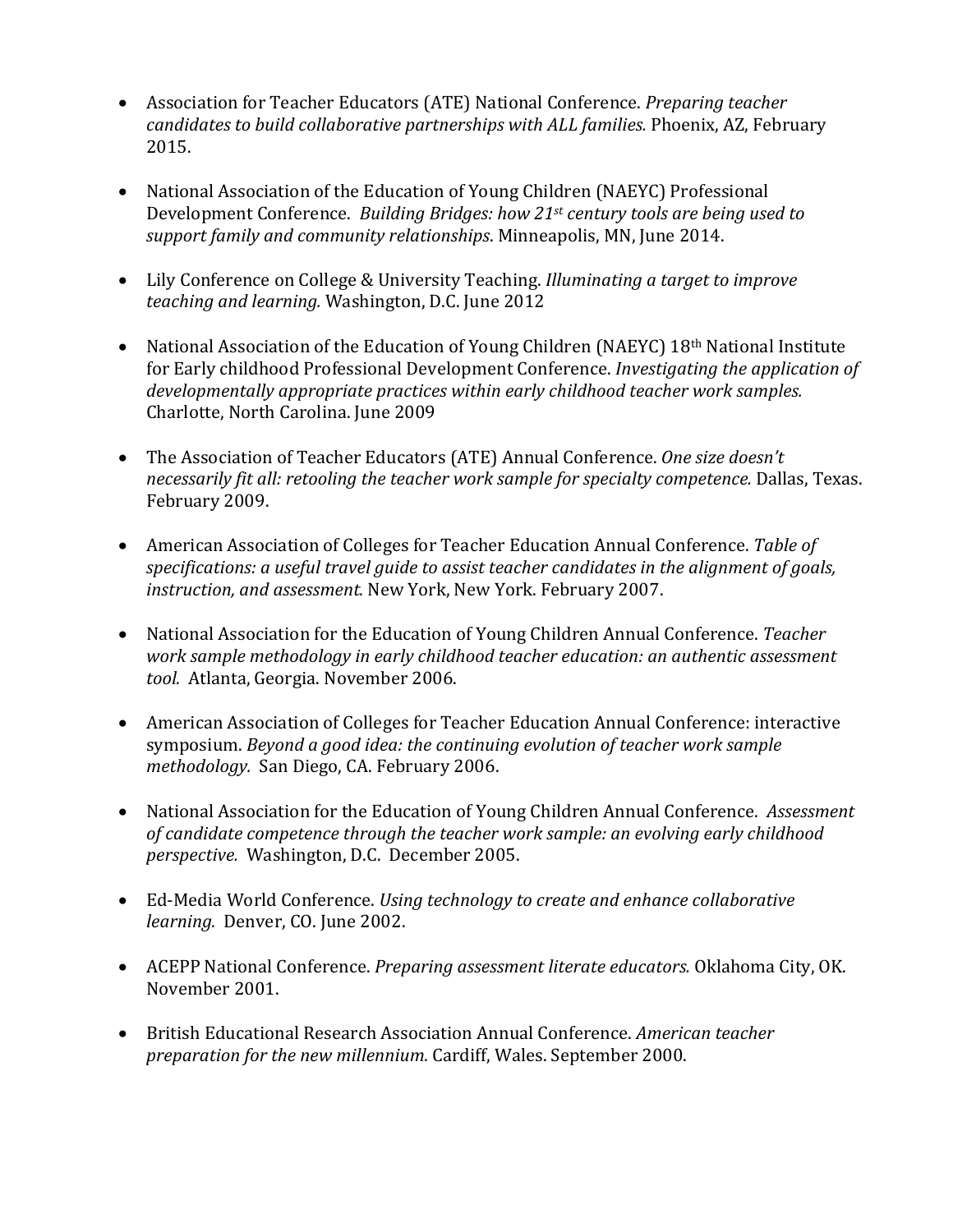- Association for Teacher Educators (ATE) National Conference. *Preparing teacher candidates to build collaborative partnerships with ALL families.* Phoenix, AZ, February 2015.

- National Association of the Education of Young Children (NAEYC) Professional Development Conference. *Building Bridges: how 21st century tools are being used to support family and community relationships*. Minneapolis, MN, June 2014.

- Lily Conference on College & University Teaching. *Illuminating a target to improve teaching and learning.* Washington, D.C. June 2012

- National Association of the Education of Young Children (NAEYC) 18th National Institute for Early childhood Professional Development Conference. *Investigating the application of developmentally appropriate practices within early childhood teacher work samples.* Charlotte, North Carolina. June 2009

- The Association of Teacher Educators (ATE) Annual Conference. *One size doesn't necessarily fit all: retooling the teacher work sample for specialty competence.* Dallas, Texas. February 2009.

- American Association of Colleges for Teacher Education Annual Conference. *Table of specifications: a useful travel guide to assist teacher candidates in the alignment of goals, instruction, and assessment.* New York, New York. February 2007.

- National Association for the Education of Young Children Annual Conference. *Teacher work sample methodology in early childhood teacher education: an authentic assessment tool.* Atlanta, Georgia. November 2006.

- American Association of Colleges for Teacher Education Annual Conference: interactive symposium. *Beyond a good idea: the continuing evolution of teacher work sample methodology.* San Diego, CA. February 2006.

- National Association for the Education of Young Children Annual Conference. *Assessment of candidate competence through the teacher work sample: an evolving early childhood perspective.* Washington, D.C. December 2005.

- Ed-Media World Conference. *Using technology to create and enhance collaborative learning.* Denver, CO. June 2002.

- ACEPP National Conference. *Preparing assessment literate educators.* Oklahoma City, OK. November 2001.

- British Educational Research Association Annual Conference. *American teacher preparation for the new millennium.* Cardiff, Wales. September 2000.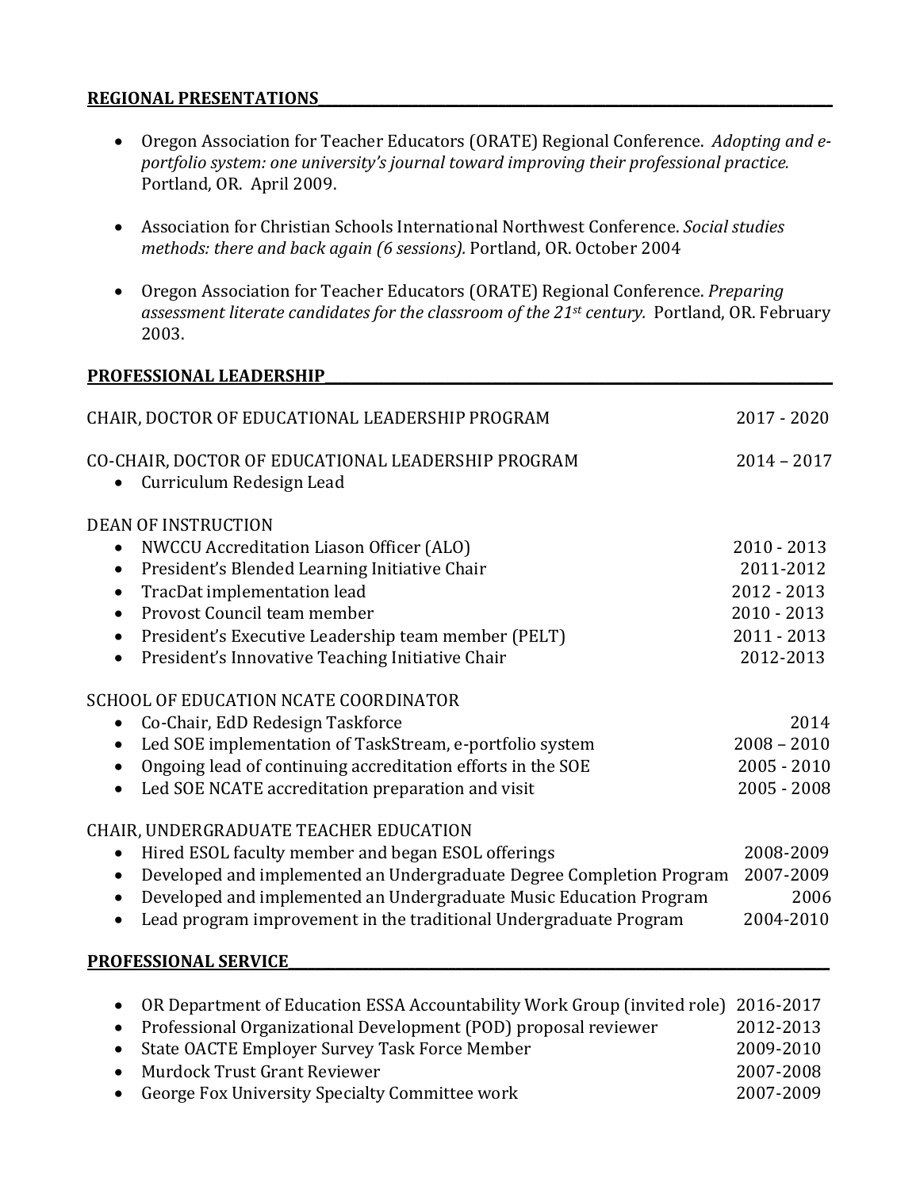## REGIONAL PRESENTATIONS

- Oregon Association for Teacher Educators (ORATE) Regional Conference. *Adopting and e-portfolio system: one university's journal toward improving their professional practice.* Portland, OR. April 2009.

- Association for Christian Schools International Northwest Conference. *Social studies methods: there and back again (6 sessions).* Portland, OR. October 2004

- Oregon Association for Teacher Educators (ORATE) Regional Conference. *Preparing assessment literate candidates for the classroom of the 21st century.* Portland, OR. February 2003.

## PROFESSIONAL LEADERSHIP

CHAIR, DOCTOR OF EDUCATIONAL LEADERSHIP PROGRAM 2017 - 2020

CO-CHAIR, DOCTOR OF EDUCATIONAL LEADERSHIP PROGRAM 2014 – 2017

- Curriculum Redesign Lead

DEAN OF INSTRUCTION

- NWCCU Accreditation Liason Officer (ALO) 2010 - 2013
- President's Blended Learning Initiative Chair 2011-2012
- TracDat implementation lead 2012 - 2013
- Provost Council team member 2010 - 2013
- President's Executive Leadership team member (PELT) 2011 - 2013
- President's Innovative Teaching Initiative Chair 2012-2013

SCHOOL OF EDUCATION NCATE COORDINATOR

- Co-Chair, EdD Redesign Taskforce 2014
- Led SOE implementation of TaskStream, e-portfolio system 2008 – 2010
- Ongoing lead of continuing accreditation efforts in the SOE 2005 - 2010
- Led SOE NCATE accreditation preparation and visit 2005 - 2008

CHAIR, UNDERGRADUATE TEACHER EDUCATION

- Hired ESOL faculty member and began ESOL offerings 2008-2009
- Developed and implemented an Undergraduate Degree Completion Program 2007-2009
- Developed and implemented an Undergraduate Music Education Program 2006
- Lead program improvement in the traditional Undergraduate Program 2004-2010

## PROFESSIONAL SERVICE

- OR Department of Education ESSA Accountability Work Group (invited role) 2016-2017
- Professional Organizational Development (POD) proposal reviewer 2012-2013
- State OACTE Employer Survey Task Force Member 2009-2010
- Murdock Trust Grant Reviewer 2007-2008
- George Fox University Specialty Committee work 2007-2009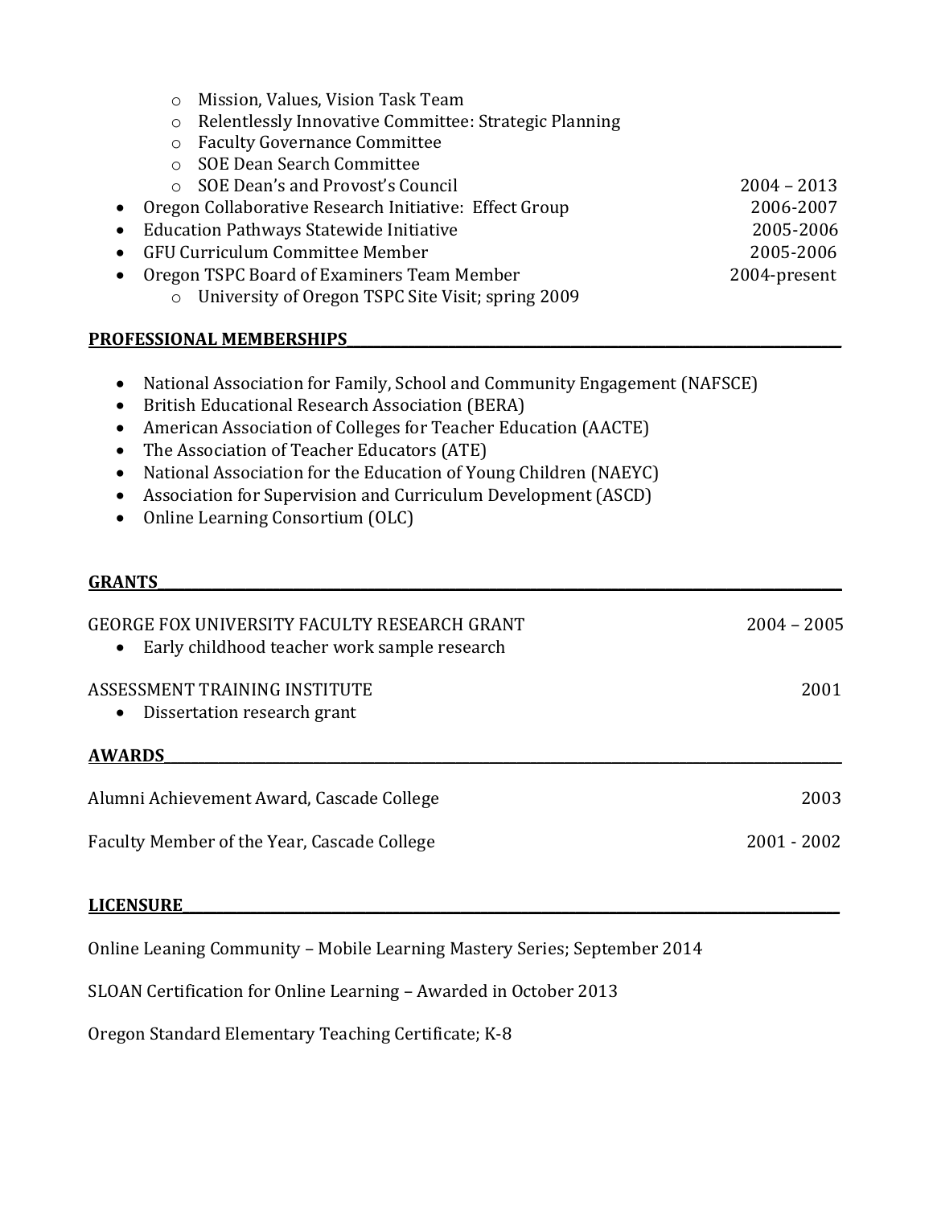- Mission, Values, Vision Task Team
  - Relentlessly Innovative Committee: Strategic Planning
  - Faculty Governance Committee
  - SOE Dean Search Committee
  - SOE Dean's and Provost's Council 2004 – 2013
- Oregon Collaborative Research Initiative: Effect Group 2006-2007
- Education Pathways Statewide Initiative 2005-2006
- GFU Curriculum Committee Member 2005-2006
- Oregon TSPC Board of Examiners Team Member 2004-present
  - University of Oregon TSPC Site Visit; spring 2009

## PROFESSIONAL MEMBERSHIPS

- National Association for Family, School and Community Engagement (NAFSCE)
- British Educational Research Association (BERA)
- American Association of Colleges for Teacher Education (AACTE)
- The Association of Teacher Educators (ATE)
- National Association for the Education of Young Children (NAEYC)
- Association for Supervision and Curriculum Development (ASCD)
- Online Learning Consortium (OLC)

## GRANTS

GEORGE FOX UNIVERSITY FACULTY RESEARCH GRANT 2004 – 2005

- Early childhood teacher work sample research

ASSESSMENT TRAINING INSTITUTE 2001

- Dissertation research grant

## AWARDS

Alumni Achievement Award, Cascade College 2003

Faculty Member of the Year, Cascade College 2001 - 2002

## LICENSURE

Online Leaning Community – Mobile Learning Mastery Series; September 2014

SLOAN Certification for Online Learning – Awarded in October 2013

Oregon Standard Elementary Teaching Certificate; K-8